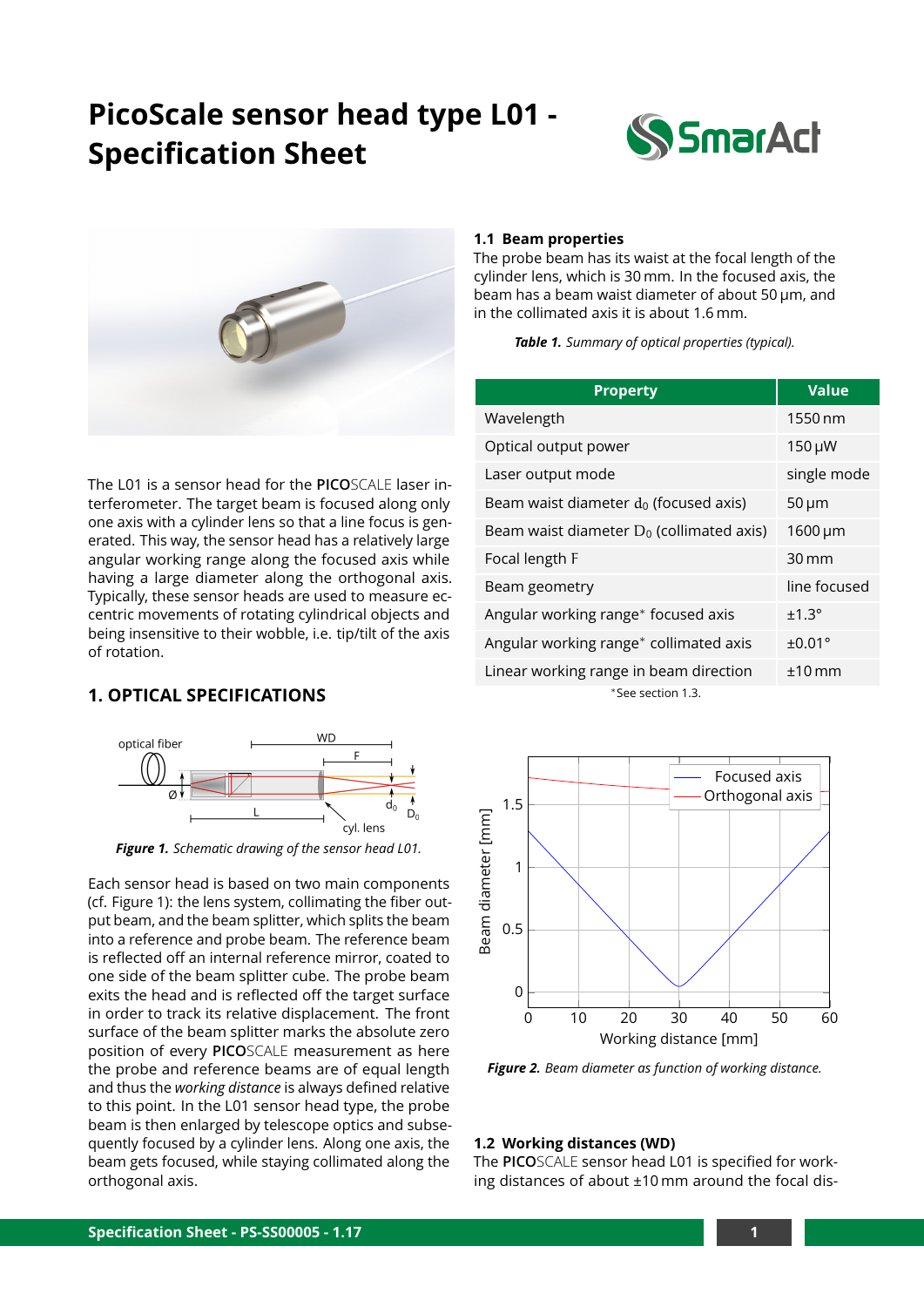# PicoScale sensor head type L01 - Specification Sheet

The L01 is a sensor head for the **PICO**SCALE laser interferometer. The target beam is focused along only one axis with a cylinder lens so that a line focus is generated. This way, the sensor head has a relatively large angular working range along the focused axis while having a large diameter along the orthogonal axis. Typically, these sensor heads are used to measure eccentric movements of rotating cylindrical objects and being insensitive to their wobble, i.e. tip/tilt of the axis of rotation.

## 1. OPTICAL SPECIFICATIONS

*Figure 1. Schematic drawing of the sensor head L01.*

Each sensor head is based on two main components (cf. Figure 1): the lens system, collimating the fiber output beam, and the beam splitter, which splits the beam into a reference and probe beam. The reference beam is reflected off an internal reference mirror, coated to one side of the beam splitter cube. The probe beam exits the head and is reflected off the target surface in order to track its relative displacement. The front surface of the beam splitter marks the absolute zero position of every **PICO**SCALE measurement as here the probe and reference beams are of equal length and thus the *working distance* is always defined relative to this point. In the L01 sensor head type, the probe beam is then enlarged by telescope optics and subsequently focused by a cylinder lens. Along one axis, the beam gets focused, while staying collimated along the orthogonal axis.

### 1.1 Beam properties

The probe beam has its waist at the focal length of the cylinder lens, which is 30 mm. In the focused axis, the beam has a beam waist diameter of about 50 µm, and in the collimated axis it is about 1.6 mm.

*Table 1. Summary of optical properties (typical).*

| Property | Value |
|---|---|
| Wavelength | 1550 nm |
| Optical output power | 150 µW |
| Laser output mode | single mode |
| Beam waist diameter $d_0$ (focused axis) | 50 µm |
| Beam waist diameter $D_0$ (collimated axis) | 1600 µm |
| Focal length F | 30 mm |
| Beam geometry | line focused |
| Angular working range* focused axis | ±1.3° |
| Angular working range* collimated axis | ±0.01° |
| Linear working range in beam direction | ±10 mm |

*See section 1.3.

*Figure 2. Beam diameter as function of working distance.*

### 1.2 Working distances (WD)

The **PICO**SCALE sensor head L01 is specified for working distances of about ±10 mm around the focal dis-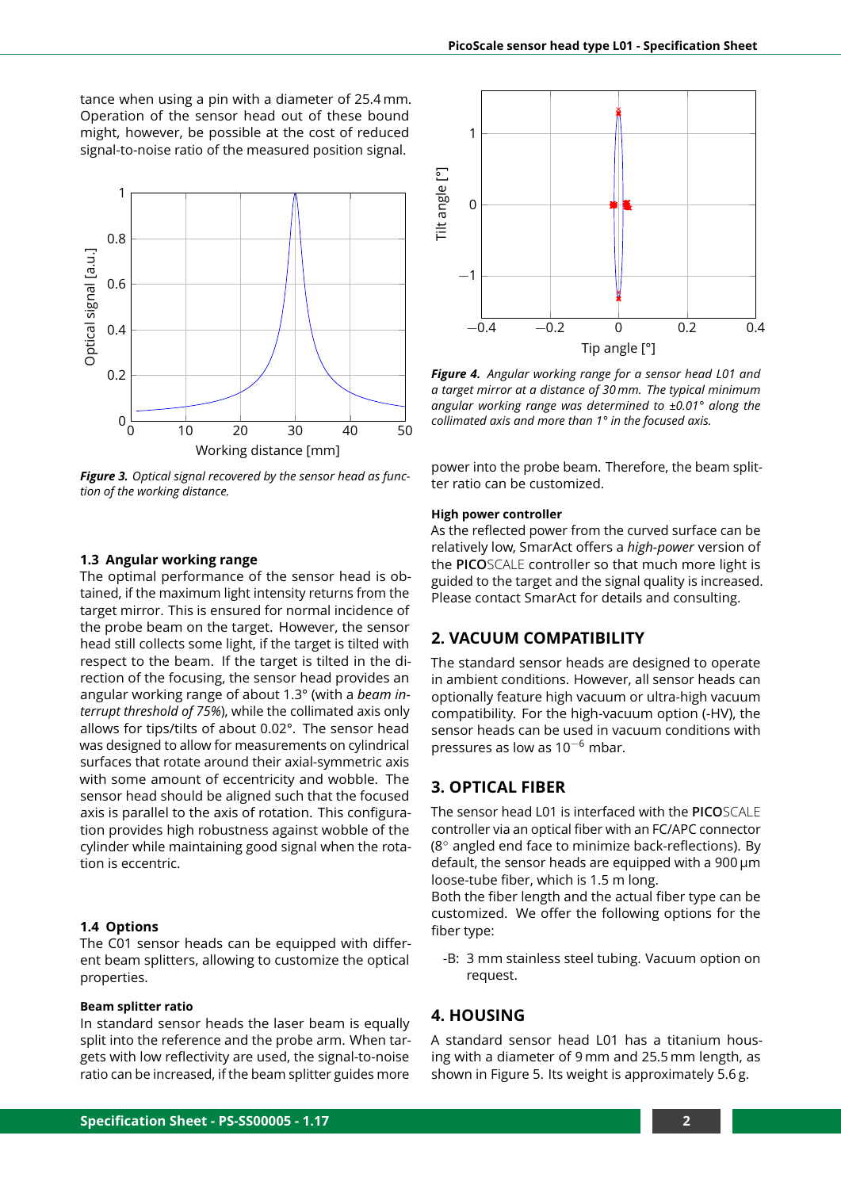tance when using a pin with a diameter of 25.4 mm. Operation of the sensor head out of these bound might, however, be possible at the cost of reduced signal-to-noise ratio of the measured position signal.

***Figure 3.*** *Optical signal recovered by the sensor head as function of the working distance.*

***Figure 4.*** *Angular working range for a sensor head L01 and a target mirror at a distance of 30 mm. The typical minimum angular working range was determined to ±0.01° along the collimated axis and more than 1° in the focused axis.*

### 1.3 Angular working range

The optimal performance of the sensor head is obtained, if the maximum light intensity returns from the target mirror. This is ensured for normal incidence of the probe beam on the target. However, the sensor head still collects some light, if the target is tilted with respect to the beam. If the target is tilted in the direction of the focusing, the sensor head provides an angular working range of about 1.3° (with a *beam interrupt threshold of 75%*), while the collimated axis only allows for tips/tilts of about 0.02°. The sensor head was designed to allow for measurements on cylindrical surfaces that rotate around their axial-symmetric axis with some amount of eccentricity and wobble. The sensor head should be aligned such that the focused axis is parallel to the axis of rotation. This configuration provides high robustness against wobble of the cylinder while maintaining good signal when the rotation is eccentric.

### 1.4 Options

The C01 sensor heads can be equipped with different beam splitters, allowing to customize the optical properties.

**Beam splitter ratio**

In standard sensor heads the laser beam is equally split into the reference and the probe arm. When targets with low reflectivity are used, the signal-to-noise ratio can be increased, if the beam splitter guides more power into the probe beam. Therefore, the beam splitter ratio can be customized.

**High power controller**

As the reflected power from the curved surface can be relatively low, SmarAct offers a *high-power* version of the **PICO**SCALE controller so that much more light is guided to the target and the signal quality is increased. Please contact SmarAct for details and consulting.

## 2. VACUUM COMPATIBILITY

The standard sensor heads are designed to operate in ambient conditions. However, all sensor heads can optionally feature high vacuum or ultra-high vacuum compatibility. For the high-vacuum option (-HV), the sensor heads can be used in vacuum conditions with pressures as low as $10^{-6}$ mbar.

## 3. OPTICAL FIBER

The sensor head L01 is interfaced with the **PICO**SCALE controller via an optical fiber with an FC/APC connector (8° angled end face to minimize back-reflections). By default, the sensor heads are equipped with a 900 µm loose-tube fiber, which is 1.5 m long.

Both the fiber length and the actual fiber type can be customized. We offer the following options for the fiber type:

- -B: 3 mm stainless steel tubing. Vacuum option on request.

## 4. HOUSING

A standard sensor head L01 has a titanium housing with a diameter of 9 mm and 25.5 mm length, as shown in Figure 5. Its weight is approximately 5.6 g.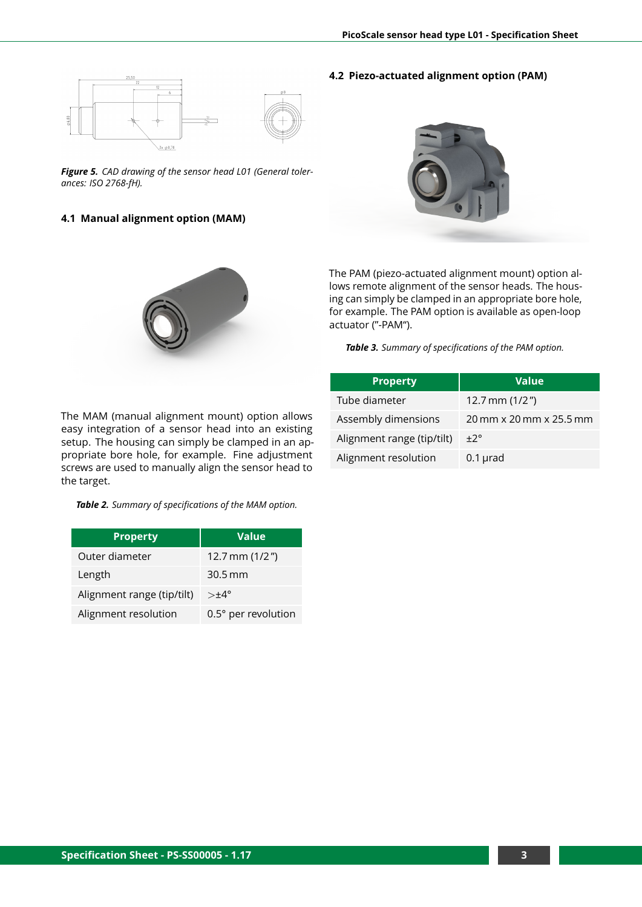*Figure 5. CAD drawing of the sensor head L01 (General tolerances: ISO 2768-fH).*

### 4.1 Manual alignment option (MAM)

The MAM (manual alignment mount) option allows easy integration of a sensor head into an existing setup. The housing can simply be clamped in an appropriate bore hole, for example. Fine adjustment screws are used to manually align the sensor head to the target.

*Table 2. Summary of specifications of the MAM option.*

| Property | Value |
|---|---|
| Outer diameter | 12.7 mm (1/2") |
| Length | 30.5 mm |
| Alignment range (tip/tilt) | >±4° |
| Alignment resolution | 0.5° per revolution |

### 4.2 Piezo-actuated alignment option (PAM)

The PAM (piezo-actuated alignment mount) option allows remote alignment of the sensor heads. The housing can simply be clamped in an appropriate bore hole, for example. The PAM option is available as open-loop actuator ("-PAM").

*Table 3. Summary of specifications of the PAM option.*

| Property | Value |
|---|---|
| Tube diameter | 12.7 mm (1/2") |
| Assembly dimensions | 20 mm x 20 mm x 25.5 mm |
| Alignment range (tip/tilt) | ±2° |
| Alignment resolution | 0.1 µrad |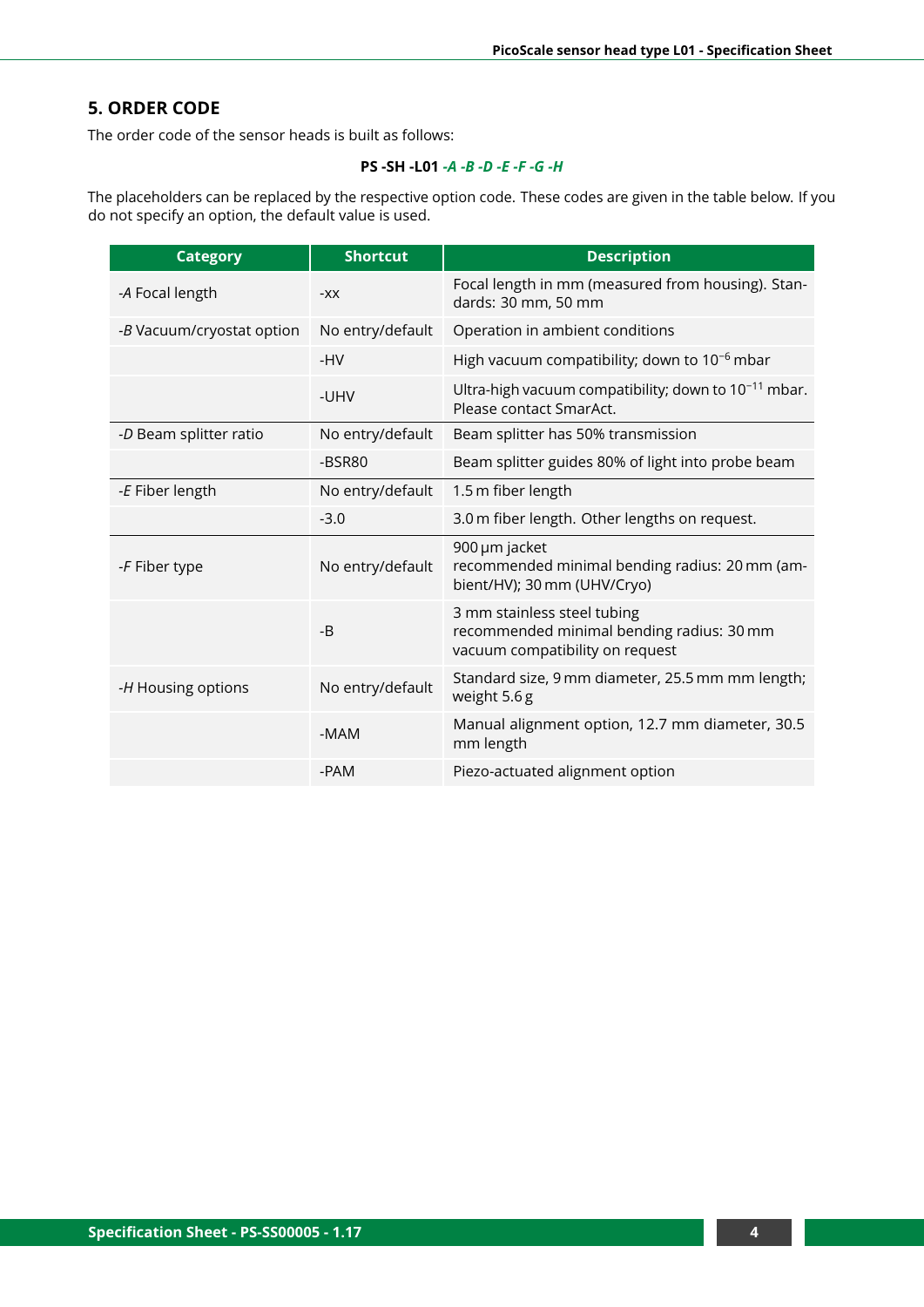## 5. ORDER CODE

The order code of the sensor heads is built as follows:

**PS -SH -L01** ***-A -B -D -E -F -G -H***

The placeholders can be replaced by the respective option code. These codes are given in the table below. If you do not specify an option, the default value is used.

| Category | Shortcut | Description |
|---|---|---|
| *-A* Focal length | -xx | Focal length in mm (measured from housing). Standards: 30 mm, 50 mm |
| *-B* Vacuum/cryostat option | No entry/default | Operation in ambient conditions |
| | -HV | High vacuum compatibility; down to $10^{-6}$ mbar |
| | -UHV | Ultra-high vacuum compatibility; down to $10^{-11}$ mbar. Please contact SmarAct. |
| *-D* Beam splitter ratio | No entry/default | Beam splitter has 50% transmission |
| | -BSR80 | Beam splitter guides 80% of light into probe beam |
| *-E* Fiber length | No entry/default | 1.5 m fiber length |
| | -3.0 | 3.0 m fiber length. Other lengths on request. |
| *-F* Fiber type | No entry/default | 900 µm jacket<br>recommended minimal bending radius: 20 mm (ambient/HV); 30 mm (UHV/Cryo) |
| | -B | 3 mm stainless steel tubing<br>recommended minimal bending radius: 30 mm<br>vacuum compatibility on request |
| *-H* Housing options | No entry/default | Standard size, 9 mm diameter, 25.5 mm mm length; weight 5.6 g |
| | -MAM | Manual alignment option, 12.7 mm diameter, 30.5 mm length |
| | -PAM | Piezo-actuated alignment option |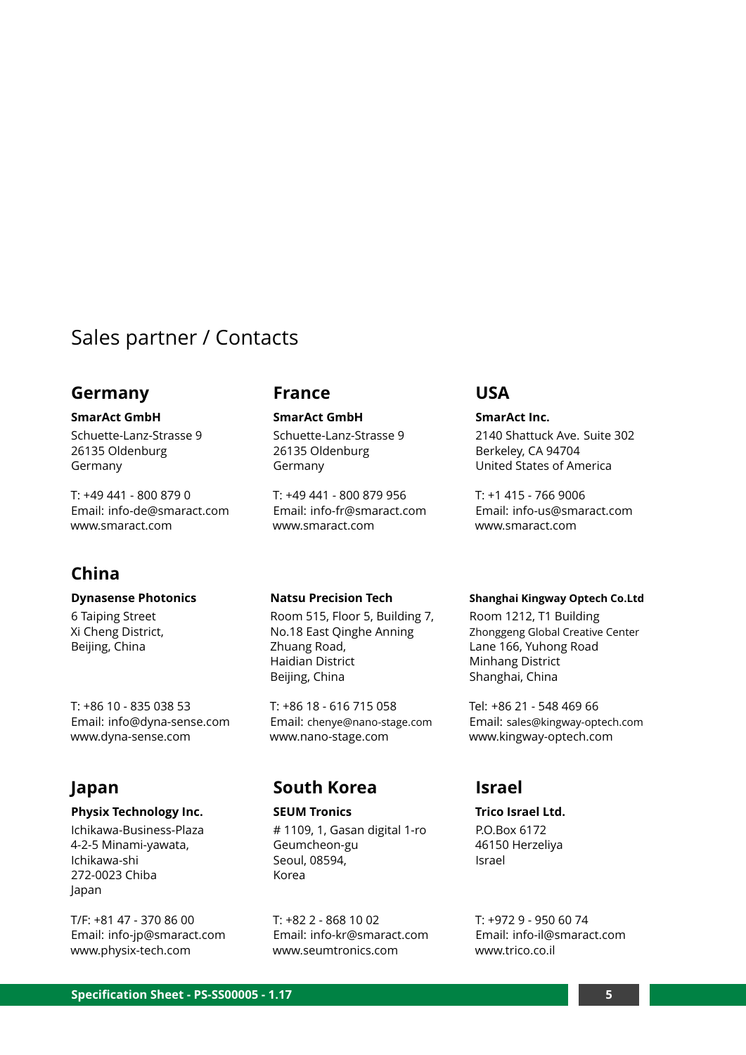# Sales partner / Contacts

## Germany

**SmarAct GmbH**
Schuette-Lanz-Strasse 9
26135 Oldenburg
Germany

T: +49 441 - 800 879 0
Email: info-de@smaract.com
www.smaract.com

## France

**SmarAct GmbH**
Schuette-Lanz-Strasse 9
26135 Oldenburg
Germany

T: +49 441 - 800 879 956
Email: info-fr@smaract.com
www.smaract.com

## USA

**SmarAct Inc.**
2140 Shattuck Ave. Suite 302
Berkeley, CA 94704
United States of America

T: +1 415 - 766 9006
Email: info-us@smaract.com
www.smaract.com

## China

**Dynasense Photonics**
6 Taiping Street
Xi Cheng District,
Beijing, China

T: +86 10 - 835 038 53
Email: info@dyna-sense.com
www.dyna-sense.com

**Natsu Precision Tech**
Room 515, Floor 5, Building 7,
No.18 East Qinghe Anning
Zhuang Road,
Haidian District
Beijing, China

T: +86 18 - 616 715 058
Email: chenye@nano-stage.com
www.nano-stage.com

**Shanghai Kingway Optech Co.Ltd**
Room 1212, T1 Building
Zhonggeng Global Creative Center
Lane 166, Yuhong Road
Minhang District
Shanghai, China

Tel: +86 21 - 548 469 66
Email: sales@kingway-optech.com
www.kingway-optech.com

## Japan

**Physix Technology Inc.**
Ichikawa-Business-Plaza
4-2-5 Minami-yawata,
Ichikawa-shi
272-0023 Chiba
Japan

T/F: +81 47 - 370 86 00
Email: info-jp@smaract.com
www.physix-tech.com

## South Korea

**SEUM Tronics**
# 1109, 1, Gasan digital 1-ro
Geumcheon-gu
Seoul, 08594,
Korea

T: +82 2 - 868 10 02
Email: info-kr@smaract.com
www.seumtronics.com

## Israel

**Trico Israel Ltd.**
P.O.Box 6172
46150 Herzeliya
Israel

T: +972 9 - 950 60 74
Email: info-il@smaract.com
www.trico.co.il